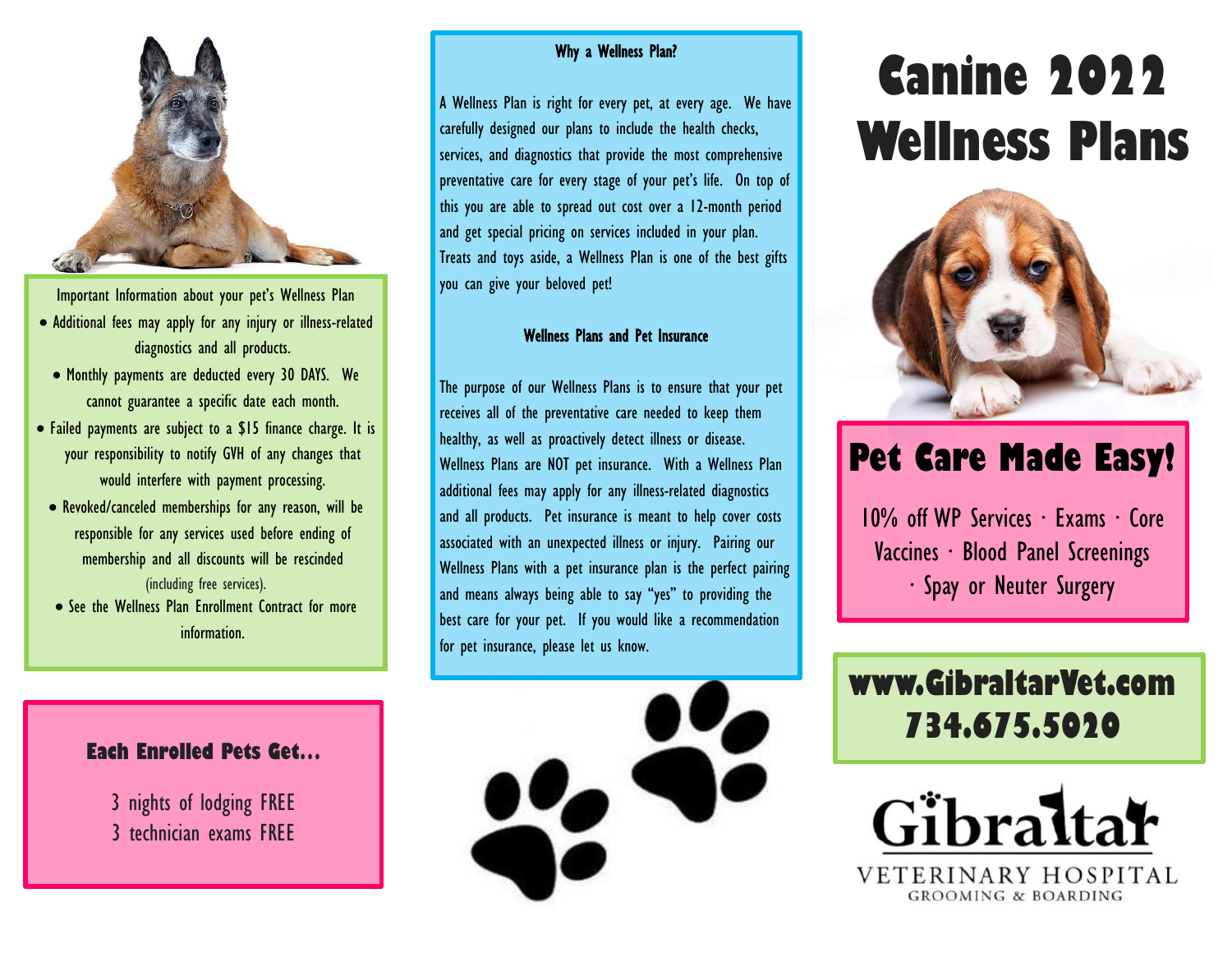Important Information about your pet's Wellness Plan

- Additional fees may apply for any injury or illness-related diagnostics and all products.
- Monthly payments are deducted every 30 DAYS. We cannot guarantee a specific date each month.
- Failed payments are subject to a $15 finance charge. It is your responsibility to notify GVH of any changes that would interfere with payment processing.
- Revoked/canceled memberships for any reason, will be responsible for any services used before ending of membership and all discounts will be rescinded (including free services).
- See the Wellness Plan Enrollment Contract for more information.

**Each Enrolled Pets Get…**

3 nights of lodging FREE
3 technician exams FREE

### Why a Wellness Plan?

A Wellness Plan is right for every pet, at every age. We have carefully designed our plans to include the health checks, services, and diagnostics that provide the most comprehensive preventative care for every stage of your pet's life. On top of this you are able to spread out cost over a 12-month period and get special pricing on services included in your plan. Treats and toys aside, a Wellness Plan is one of the best gifts you can give your beloved pet!

### Wellness Plans and Pet Insurance

The purpose of our Wellness Plans is to ensure that your pet receives all of the preventative care needed to keep them healthy, as well as proactively detect illness or disease. Wellness Plans are NOT pet insurance. With a Wellness Plan additional fees may apply for any illness-related diagnostics and all products. Pet insurance is meant to help cover costs associated with an unexpected illness or injury. Pairing our Wellness Plans with a pet insurance plan is the perfect pairing and means always being able to say "yes" to providing the best care for your pet. If you would like a recommendation for pet insurance, please let us know.

# Canine 2022 Wellness Plans

## Pet Care Made Easy!

10% off WP Services · Exams · Core Vaccines · Blood Panel Screenings · Spay or Neuter Surgery

**www.GibraltarVet.com**
**734.675.5020**

Gibraltar
VETERINARY HOSPITAL
GROOMING & BOARDING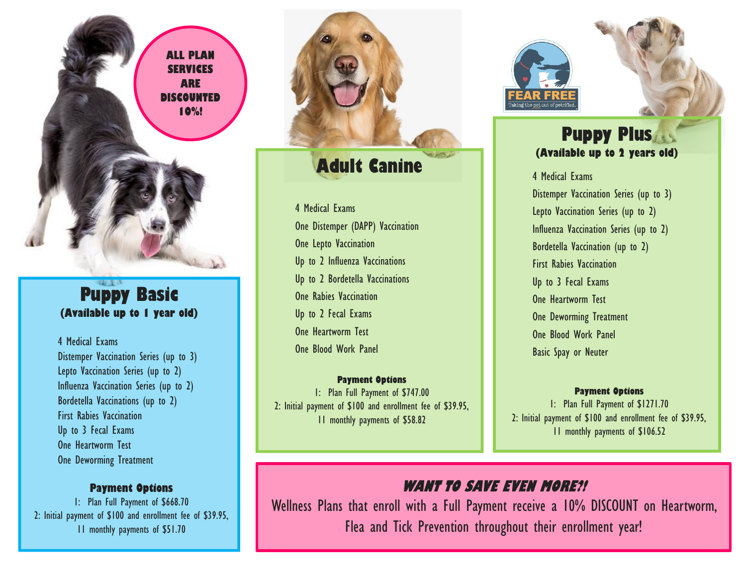**ALL PLAN SERVICES ARE DISCOUNTED 10%!**

## Puppy Basic

**(Available up to 1 year old)**

4 Medical Exams
Distemper Vaccination Series (up to 3)
Lepto Vaccination Series (up to 2)
Influenza Vaccination Series (up to 2)
Bordetella Vaccinations (up to 2)
First Rabies Vaccination
Up to 3 Fecal Exams
One Heartworm Test
One Deworming Treatment

**Payment Options**

1: Plan Full Payment of $668.70
2: Initial payment of $100 and enrollment fee of $39.95, 11 monthly payments of $51.70

## Adult Canine

4 Medical Exams
One Distemper (DAPP) Vaccination
One Lepto Vaccination
Up to 2 Influenza Vaccinations
Up to 2 Bordetella Vaccinations
One Rabies Vaccination
Up to 2 Fecal Exams
One Heartworm Test
One Blood Work Panel

**Payment Options**

1: Plan Full Payment of $747.00
2: Initial payment of $100 and enrollment fee of $39.95, 11 monthly payments of $58.82

FEAR FREE
Taking the pet out of petrified.

## Puppy Plus

**(Available up to 2 years old)**

4 Medical Exams
Distemper Vaccination Series (up to 3)
Lepto Vaccination Series (up to 2)
Influenza Vaccination Series (up to 2)
Bordetella Vaccination (up to 2)
First Rabies Vaccination
Up to 3 Fecal Exams
One Heartworm Test
One Deworming Treatment
One Blood Work Panel
Basic Spay or Neuter

**Payment Options**

1: Plan Full Payment of $1271.70
2: Initial payment of $100 and enrollment fee of $39.95, 11 monthly payments of $106.52

***WANT TO SAVE EVEN MORE?!***

Wellness Plans that enroll with a Full Payment receive a 10% DISCOUNT on Heartworm, Flea and Tick Prevention throughout their enrollment year!